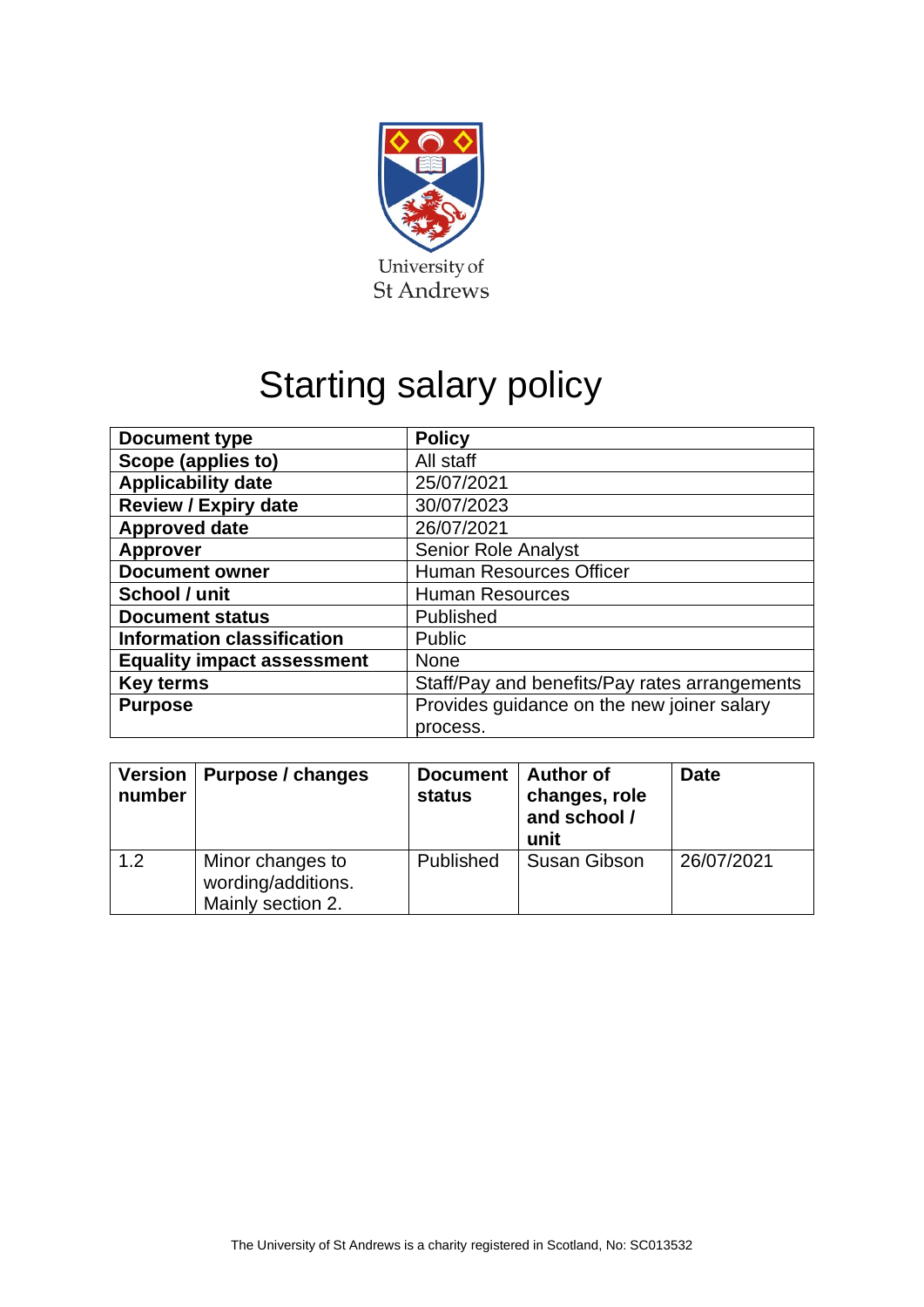University of St Andrews

# Starting salary policy

| Document type | Policy |
|---|---|
| Scope (applies to) | All staff |
| Applicability date | 25/07/2021 |
| Review / Expiry date | 30/07/2023 |
| Approved date | 26/07/2021 |
| Approver | Senior Role Analyst |
| Document owner | Human Resources Officer |
| School / unit | Human Resources |
| Document status | Published |
| Information classification | Public |
| Equality impact assessment | None |
| Key terms | Staff/Pay and benefits/Pay rates arrangements |
| Purpose | Provides guidance on the new joiner salary process. |

| Version number | Purpose / changes | Document status | Author of changes, role and school / unit | Date |
|---|---|---|---|---|
| 1.2 | Minor changes to wording/additions. Mainly section 2. | Published | Susan Gibson | 26/07/2021 |

The University of St Andrews is a charity registered in Scotland, No: SC013532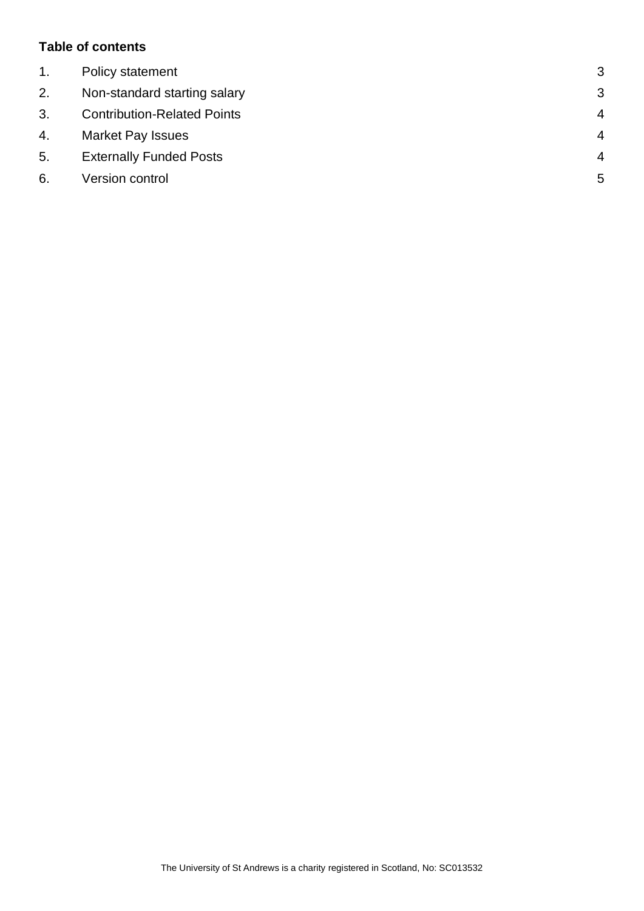**Table of contents**

| | | |
|---|---|---|
| 1. | Policy statement | 3 |
| 2. | Non-standard starting salary | 3 |
| 3. | Contribution-Related Points | 4 |
| 4. | Market Pay Issues | 4 |
| 5. | Externally Funded Posts | 4 |
| 6. | Version control | 5 |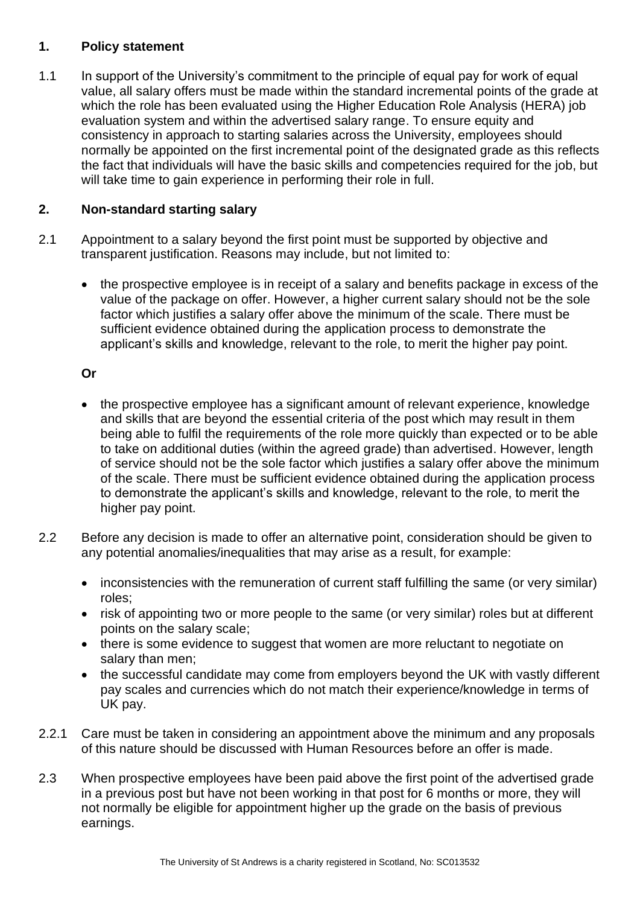## 1. Policy statement

1.1 In support of the University's commitment to the principle of equal pay for work of equal value, all salary offers must be made within the standard incremental points of the grade at which the role has been evaluated using the Higher Education Role Analysis (HERA) job evaluation system and within the advertised salary range. To ensure equity and consistency in approach to starting salaries across the University, employees should normally be appointed on the first incremental point of the designated grade as this reflects the fact that individuals will have the basic skills and competencies required for the job, but will take time to gain experience in performing their role in full.

## 2. Non-standard starting salary

2.1 Appointment to a salary beyond the first point must be supported by objective and transparent justification. Reasons may include, but not limited to:

- the prospective employee is in receipt of a salary and benefits package in excess of the value of the package on offer. However, a higher current salary should not be the sole factor which justifies a salary offer above the minimum of the scale. There must be sufficient evidence obtained during the application process to demonstrate the applicant's skills and knowledge, relevant to the role, to merit the higher pay point.

**Or**

- the prospective employee has a significant amount of relevant experience, knowledge and skills that are beyond the essential criteria of the post which may result in them being able to fulfil the requirements of the role more quickly than expected or to be able to take on additional duties (within the agreed grade) than advertised. However, length of service should not be the sole factor which justifies a salary offer above the minimum of the scale. There must be sufficient evidence obtained during the application process to demonstrate the applicant's skills and knowledge, relevant to the role, to merit the higher pay point.

2.2 Before any decision is made to offer an alternative point, consideration should be given to any potential anomalies/inequalities that may arise as a result, for example:

- inconsistencies with the remuneration of current staff fulfilling the same (or very similar) roles;
- risk of appointing two or more people to the same (or very similar) roles but at different points on the salary scale;
- there is some evidence to suggest that women are more reluctant to negotiate on salary than men;
- the successful candidate may come from employers beyond the UK with vastly different pay scales and currencies which do not match their experience/knowledge in terms of UK pay.

2.2.1 Care must be taken in considering an appointment above the minimum and any proposals of this nature should be discussed with Human Resources before an offer is made.

2.3 When prospective employees have been paid above the first point of the advertised grade in a previous post but have not been working in that post for 6 months or more, they will not normally be eligible for appointment higher up the grade on the basis of previous earnings.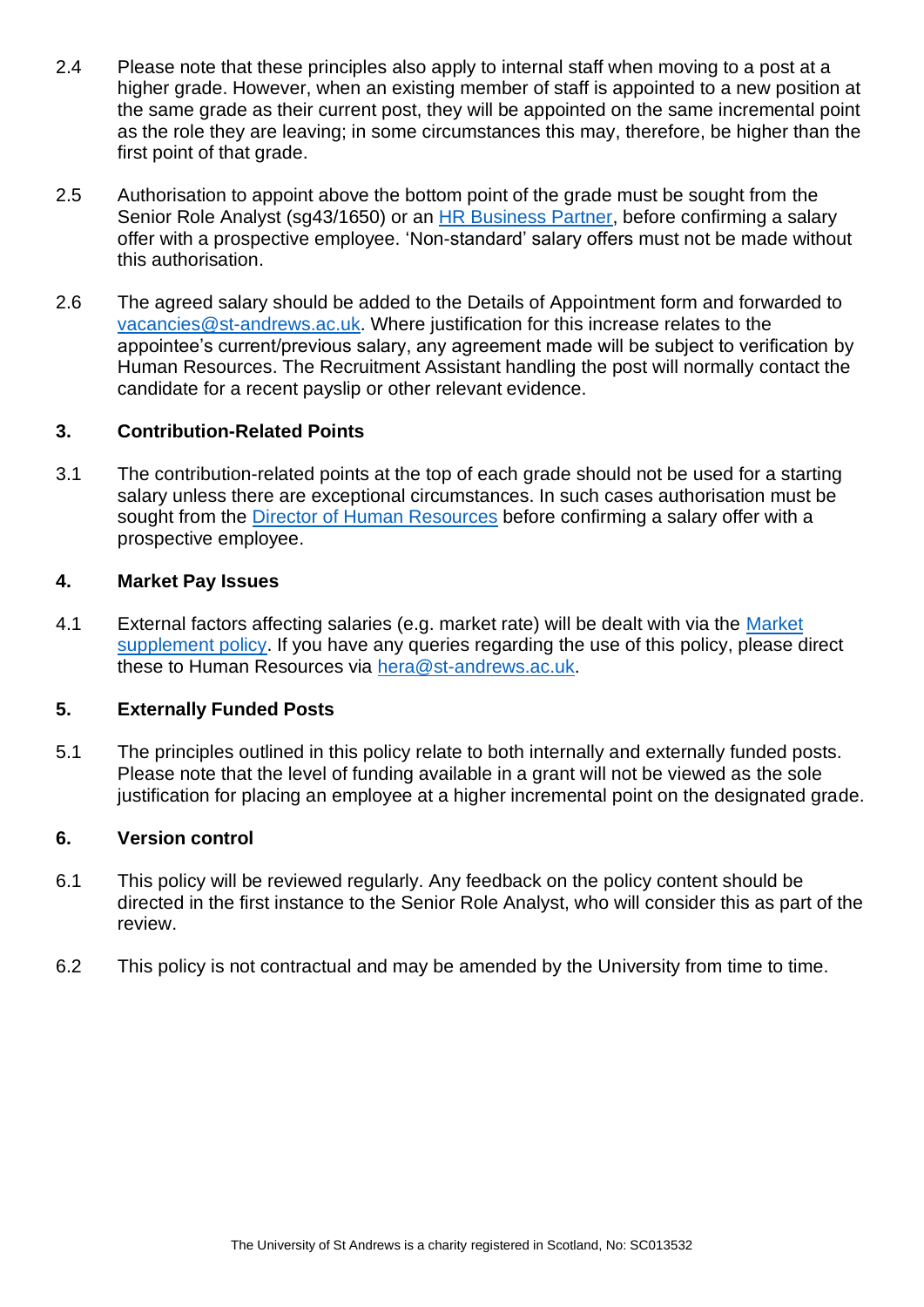2.4 Please note that these principles also apply to internal staff when moving to a post at a higher grade. However, when an existing member of staff is appointed to a new position at the same grade as their current post, they will be appointed on the same incremental point as the role they are leaving; in some circumstances this may, therefore, be higher than the first point of that grade.

2.5 Authorisation to appoint above the bottom point of the grade must be sought from the Senior Role Analyst (sg43/1650) or an [HR Business Partner](), before confirming a salary offer with a prospective employee. 'Non-standard' salary offers must not be made without this authorisation.

2.6 The agreed salary should be added to the Details of Appointment form and forwarded to [vacancies@st-andrews.ac.uk](mailto:vacancies@st-andrews.ac.uk). Where justification for this increase relates to the appointee's current/previous salary, any agreement made will be subject to verification by Human Resources. The Recruitment Assistant handling the post will normally contact the candidate for a recent payslip or other relevant evidence.

## 3. Contribution-Related Points

3.1 The contribution-related points at the top of each grade should not be used for a starting salary unless there are exceptional circumstances. In such cases authorisation must be sought from the [Director of Human Resources]() before confirming a salary offer with a prospective employee.

## 4. Market Pay Issues

4.1 External factors affecting salaries (e.g. market rate) will be dealt with via the [Market supplement policy](). If you have any queries regarding the use of this policy, please direct these to Human Resources via [hera@st-andrews.ac.uk](mailto:hera@st-andrews.ac.uk).

## 5. Externally Funded Posts

5.1 The principles outlined in this policy relate to both internally and externally funded posts. Please note that the level of funding available in a grant will not be viewed as the sole justification for placing an employee at a higher incremental point on the designated grade.

## 6. Version control

6.1 This policy will be reviewed regularly. Any feedback on the policy content should be directed in the first instance to the Senior Role Analyst, who will consider this as part of the review.

6.2 This policy is not contractual and may be amended by the University from time to time.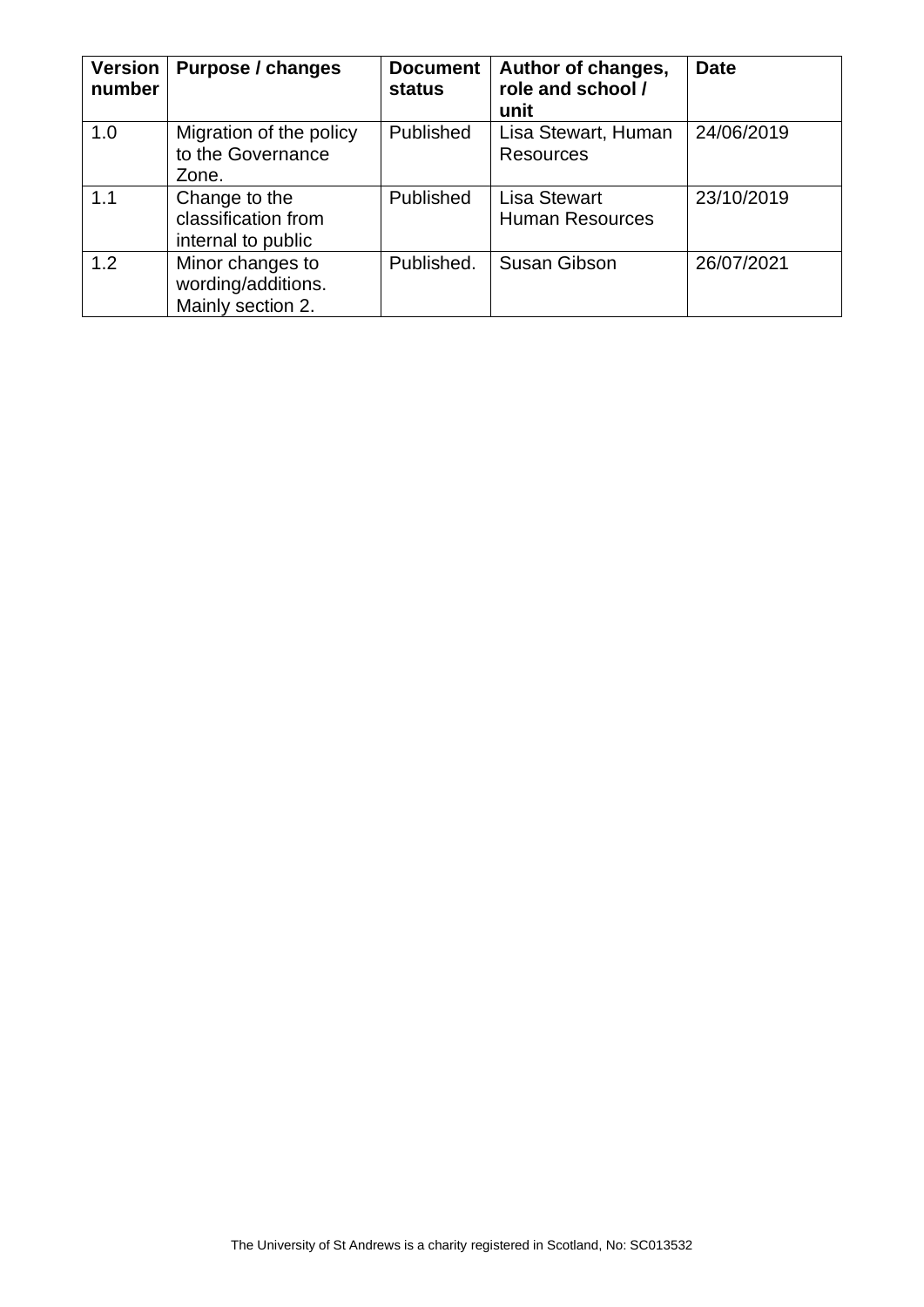| Version number | Purpose / changes | Document status | Author of changes, role and school / unit | Date |
|---|---|---|---|---|
| 1.0 | Migration of the policy to the Governance Zone. | Published | Lisa Stewart, Human Resources | 24/06/2019 |
| 1.1 | Change to the classification from internal to public | Published | Lisa Stewart Human Resources | 23/10/2019 |
| 1.2 | Minor changes to wording/additions. Mainly section 2. | Published. | Susan Gibson | 26/07/2021 |